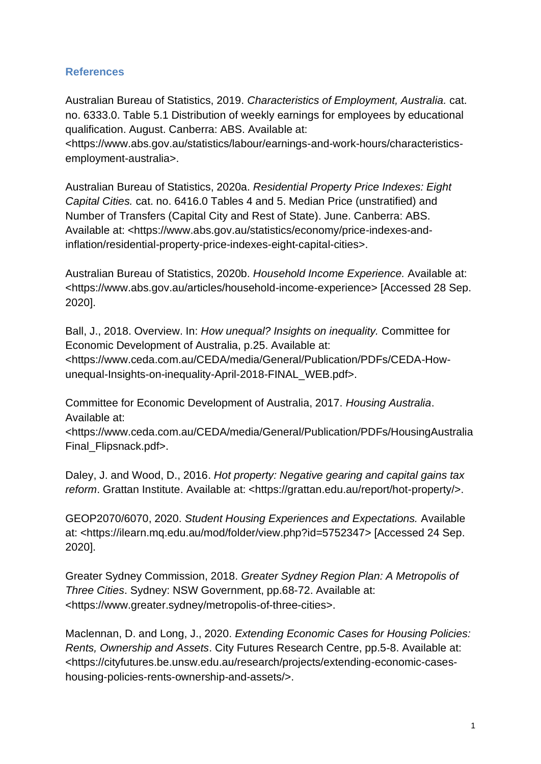## References

Australian Bureau of Statistics, 2019. *Characteristics of Employment, Australia.* cat. no. 6333.0. Table 5.1 Distribution of weekly earnings for employees by educational qualification. August. Canberra: ABS. Available at: <https://www.abs.gov.au/statistics/labour/earnings-and-work-hours/characteristics-employment-australia>.

Australian Bureau of Statistics, 2020a. *Residential Property Price Indexes: Eight Capital Cities.* cat. no. 6416.0 Tables 4 and 5. Median Price (unstratified) and Number of Transfers (Capital City and Rest of State). June. Canberra: ABS. Available at: <https://www.abs.gov.au/statistics/economy/price-indexes-and-inflation/residential-property-price-indexes-eight-capital-cities>.

Australian Bureau of Statistics, 2020b. *Household Income Experience.* Available at: <https://www.abs.gov.au/articles/household-income-experience> [Accessed 28 Sep. 2020].

Ball, J., 2018. Overview. In: *How unequal? Insights on inequality.* Committee for Economic Development of Australia, p.25. Available at: <https://www.ceda.com.au/CEDA/media/General/Publication/PDFs/CEDA-How-unequal-Insights-on-inequality-April-2018-FINAL_WEB.pdf>.

Committee for Economic Development of Australia, 2017. *Housing Australia*. Available at: <https://www.ceda.com.au/CEDA/media/General/Publication/PDFs/HousingAustraliaFinal_Flipsnack.pdf>.

Daley, J. and Wood, D., 2016. *Hot property: Negative gearing and capital gains tax reform*. Grattan Institute. Available at: <https://grattan.edu.au/report/hot-property/>.

GEOP2070/6070, 2020. *Student Housing Experiences and Expectations.* Available at: <https://ilearn.mq.edu.au/mod/folder/view.php?id=5752347> [Accessed 24 Sep. 2020].

Greater Sydney Commission, 2018. *Greater Sydney Region Plan: A Metropolis of Three Cities*. Sydney: NSW Government, pp.68-72. Available at: <https://www.greater.sydney/metropolis-of-three-cities>.

Maclennan, D. and Long, J., 2020. *Extending Economic Cases for Housing Policies: Rents, Ownership and Assets*. City Futures Research Centre, pp.5-8. Available at: <https://cityfutures.be.unsw.edu.au/research/projects/extending-economic-cases-housing-policies-rents-ownership-and-assets/>.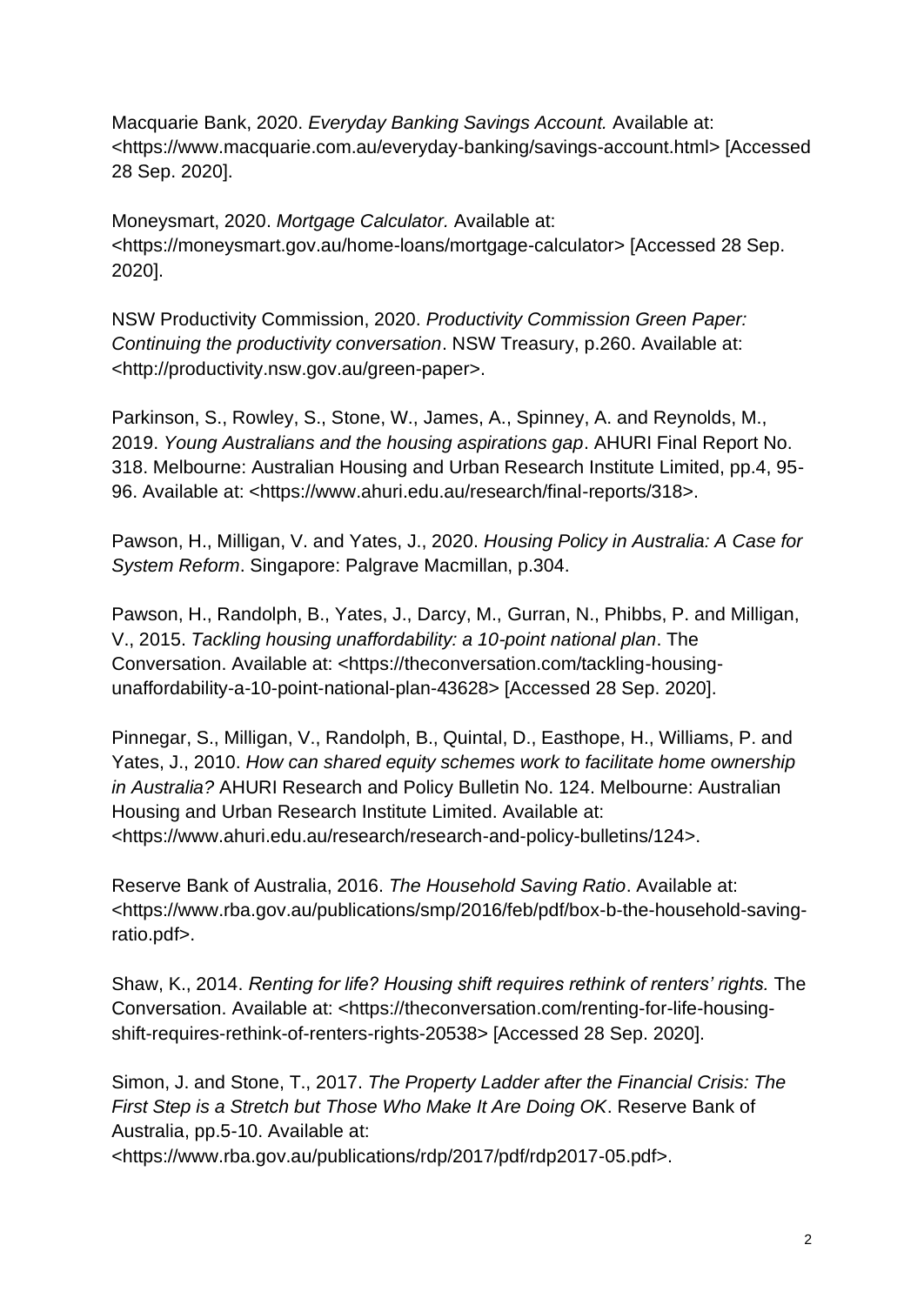Macquarie Bank, 2020. *Everyday Banking Savings Account.* Available at: <https://www.macquarie.com.au/everyday-banking/savings-account.html> [Accessed 28 Sep. 2020].

Moneysmart, 2020. *Mortgage Calculator.* Available at: <https://moneysmart.gov.au/home-loans/mortgage-calculator> [Accessed 28 Sep. 2020].

NSW Productivity Commission, 2020. *Productivity Commission Green Paper: Continuing the productivity conversation*. NSW Treasury, p.260. Available at: <http://productivity.nsw.gov.au/green-paper>.

Parkinson, S., Rowley, S., Stone, W., James, A., Spinney, A. and Reynolds, M., 2019. *Young Australians and the housing aspirations gap*. AHURI Final Report No. 318. Melbourne: Australian Housing and Urban Research Institute Limited, pp.4, 95-96. Available at: <https://www.ahuri.edu.au/research/final-reports/318>.

Pawson, H., Milligan, V. and Yates, J., 2020. *Housing Policy in Australia: A Case for System Reform*. Singapore: Palgrave Macmillan, p.304.

Pawson, H., Randolph, B., Yates, J., Darcy, M., Gurran, N., Phibbs, P. and Milligan, V., 2015. *Tackling housing unaffordability: a 10-point national plan*. The Conversation. Available at: <https://theconversation.com/tackling-housing-unaffordability-a-10-point-national-plan-43628> [Accessed 28 Sep. 2020].

Pinnegar, S., Milligan, V., Randolph, B., Quintal, D., Easthope, H., Williams, P. and Yates, J., 2010. *How can shared equity schemes work to facilitate home ownership in Australia?* AHURI Research and Policy Bulletin No. 124. Melbourne: Australian Housing and Urban Research Institute Limited. Available at: <https://www.ahuri.edu.au/research/research-and-policy-bulletins/124>.

Reserve Bank of Australia, 2016. *The Household Saving Ratio*. Available at: <https://www.rba.gov.au/publications/smp/2016/feb/pdf/box-b-the-household-saving-ratio.pdf>.

Shaw, K., 2014. *Renting for life? Housing shift requires rethink of renters' rights.* The Conversation. Available at: <https://theconversation.com/renting-for-life-housing-shift-requires-rethink-of-renters-rights-20538> [Accessed 28 Sep. 2020].

Simon, J. and Stone, T., 2017. *The Property Ladder after the Financial Crisis: The First Step is a Stretch but Those Who Make It Are Doing OK*. Reserve Bank of Australia, pp.5-10. Available at: <https://www.rba.gov.au/publications/rdp/2017/pdf/rdp2017-05.pdf>.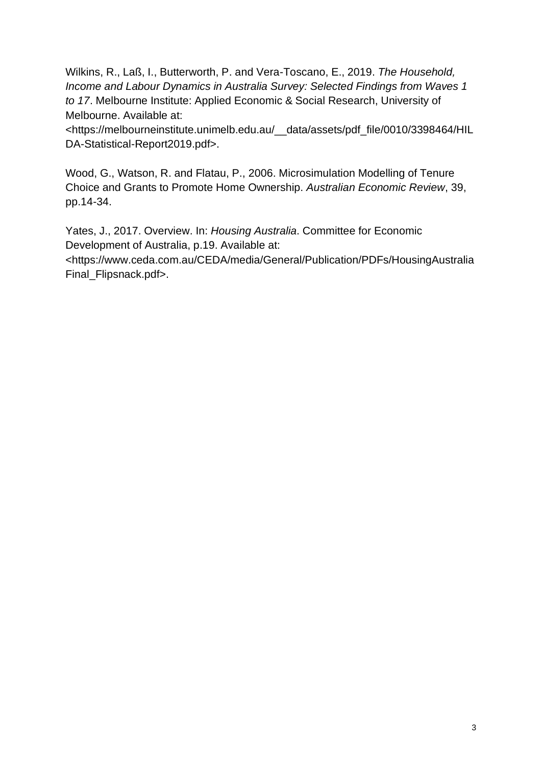Wilkins, R., Laß, I., Butterworth, P. and Vera-Toscano, E., 2019. *The Household, Income and Labour Dynamics in Australia Survey: Selected Findings from Waves 1 to 17*. Melbourne Institute: Applied Economic & Social Research, University of Melbourne. Available at: <https://melbourneinstitute.unimelb.edu.au/__data/assets/pdf_file/0010/3398464/HILDA-Statistical-Report2019.pdf>.

Wood, G., Watson, R. and Flatau, P., 2006. Microsimulation Modelling of Tenure Choice and Grants to Promote Home Ownership. *Australian Economic Review*, 39, pp.14-34.

Yates, J., 2017. Overview. In: *Housing Australia*. Committee for Economic Development of Australia, p.19. Available at: <https://www.ceda.com.au/CEDA/media/General/Publication/PDFs/HousingAustraliaFinal_Flipsnack.pdf>.